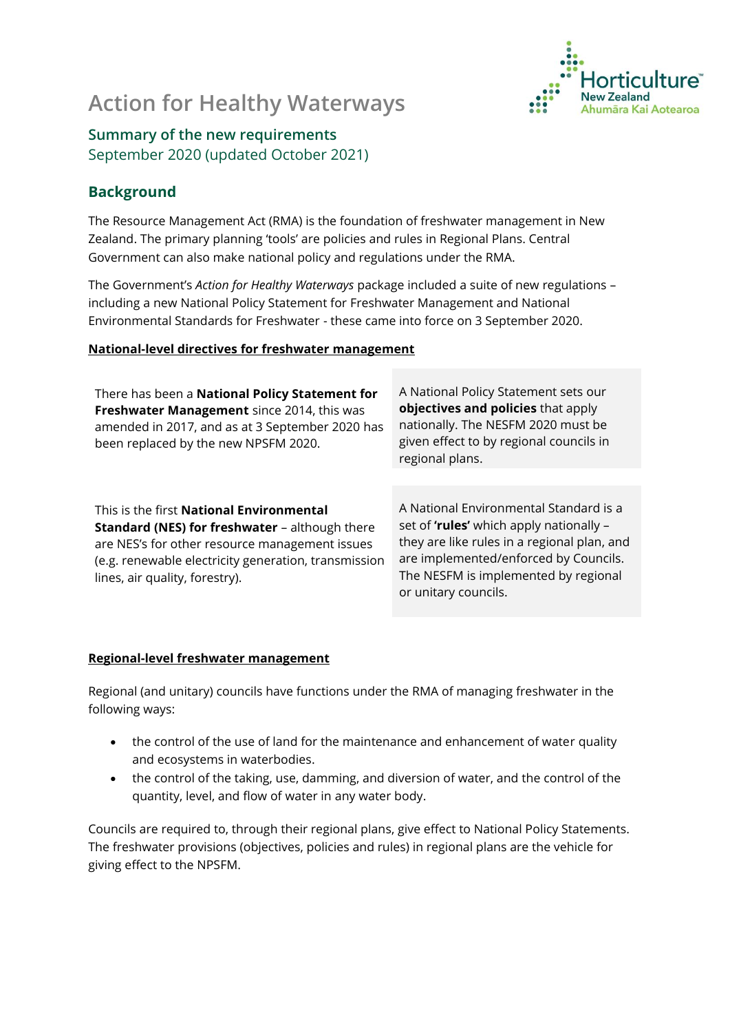# Action for Healthy Waterways

### Summary of the new requirements

September 2020 (updated October 2021)

## Background

The Resource Management Act (RMA) is the foundation of freshwater management in New Zealand. The primary planning 'tools' are policies and rules in Regional Plans. Central Government can also make national policy and regulations under the RMA.

The Government's *Action for Healthy Waterways* package included a suite of new regulations – including a new National Policy Statement for Freshwater Management and National Environmental Standards for Freshwater - these came into force on 3 September 2020.

**National-level directives for freshwater management**

| | |
|---|---|
| There has been a **National Policy Statement for Freshwater Management** since 2014, this was amended in 2017, and as at 3 September 2020 has been replaced by the new NPSFM 2020. | A National Policy Statement sets our **objectives and policies** that apply nationally. The NESFM 2020 must be given effect to by regional councils in regional plans. |
| This is the first **National Environmental Standard (NES) for freshwater** – although there are NES's for other resource management issues (e.g. renewable electricity generation, transmission lines, air quality, forestry). | A National Environmental Standard is a set of **'rules'** which apply nationally – they are like rules in a regional plan, and are implemented/enforced by Councils. The NESFM is implemented by regional or unitary councils. |

**Regional-level freshwater management**

Regional (and unitary) councils have functions under the RMA of managing freshwater in the following ways:

- the control of the use of land for the maintenance and enhancement of water quality and ecosystems in waterbodies.
- the control of the taking, use, damming, and diversion of water, and the control of the quantity, level, and flow of water in any water body.

Councils are required to, through their regional plans, give effect to National Policy Statements. The freshwater provisions (objectives, policies and rules) in regional plans are the vehicle for giving effect to the NPSFM.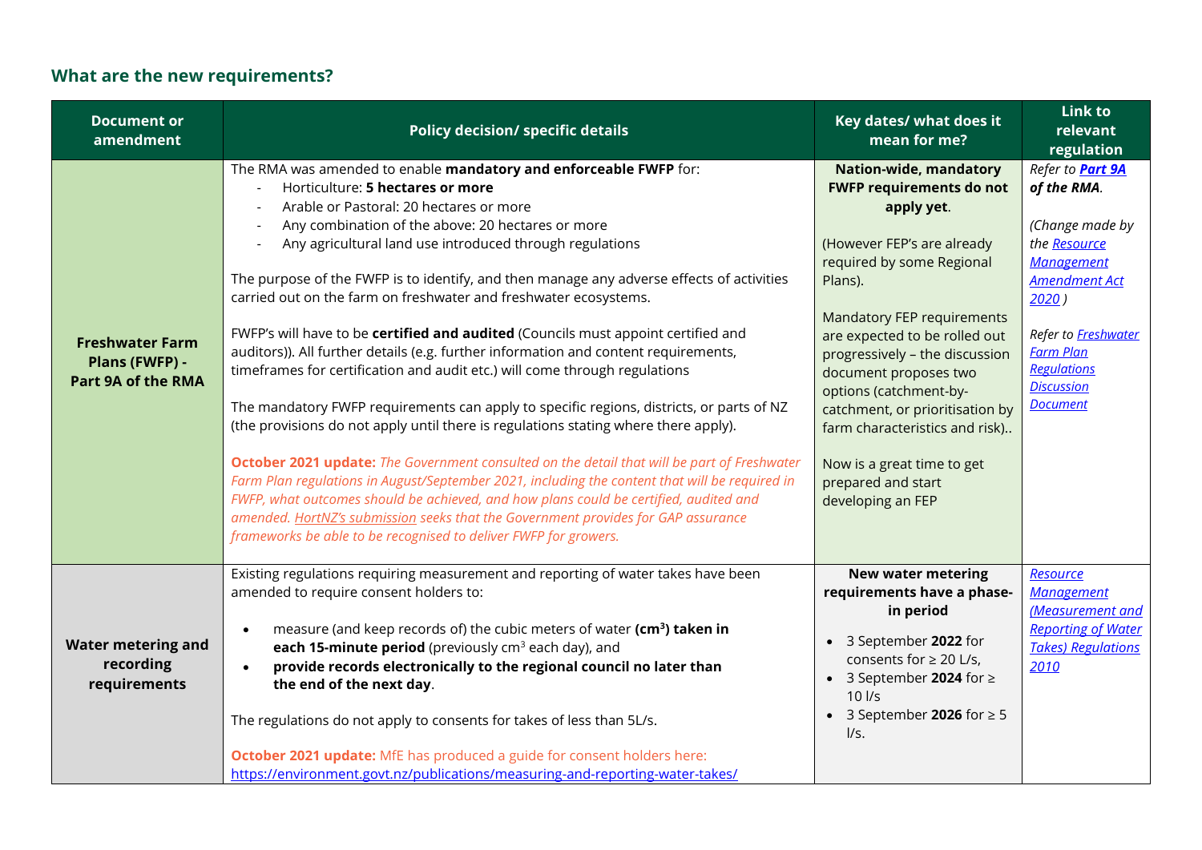## What are the new requirements?

| Document or amendment | Policy decision/ specific details | Key dates/ what does it mean for me? | Link to relevant regulation |
|---|---|---|---|
| **Freshwater Farm Plans (FWFP) - Part 9A of the RMA** | The RMA was amended to enable **mandatory and enforceable FWFP** for:<br>- Horticulture: **5 hectares or more**<br>- Arable or Pastoral: 20 hectares or more<br>- Any combination of the above: 20 hectares or more<br>- Any agricultural land use introduced through regulations<br><br>The purpose of the FWFP is to identify, and then manage any adverse effects of activities carried out on the farm on freshwater and freshwater ecosystems.<br><br>FWFP's will have to be **certified and audited** (Councils must appoint certified and auditors)). All further details (e.g. further information and content requirements, timeframes for certification and audit etc.) will come through regulations<br><br>The mandatory FWFP requirements can apply to specific regions, districts, or parts of NZ (the provisions do not apply until there is regulations stating where there apply).<br><br>**October 2021 update:** *The Government consulted on the detail that will be part of Freshwater Farm Plan regulations in August/September 2021, including the content that will be required in FWFP, what outcomes should be achieved, and how plans could be certified, audited and amended. HortNZ's submission seeks that the Government provides for GAP assurance frameworks be able to be recognised to deliver FWFP for growers.* | **Nation-wide, mandatory FWFP requirements do not apply yet**.<br><br>(However FEP's are already required by some Regional Plans).<br><br>Mandatory FEP requirements are expected to be rolled out progressively – the discussion document proposes two options (catchment-by-catchment, or prioritisation by farm characteristics and risk)..<br><br>Now is a great time to get prepared and start developing an FEP | *Refer to* ***Part 9A of the RMA****.*<br><br>*(Change made by the Resource Management Amendment Act 2020 )*<br><br>*Refer to Freshwater Farm Plan Regulations Discussion Document* |
| **Water metering and recording requirements** | Existing regulations requiring measurement and reporting of water takes have been amended to require consent holders to:<br><br>• measure (and keep records of) the cubic meters of water **($cm^3$) taken in each 15-minute period** (previously $cm^3$ each day), and<br>• **provide records electronically to the regional council no later than the end of the next day**.<br><br>The regulations do not apply to consents for takes of less than 5L/s.<br><br>**October 2021 update:** MfE has produced a guide for consent holders here: https://environment.govt.nz/publications/measuring-and-reporting-water-takes/ | **New water metering requirements have a phase-in period**<br><br>• 3 September **2022** for consents for ≥ 20 L/s,<br>• 3 September **2024** for ≥ 10 l/s<br>• 3 September **2026** for ≥ 5 l/s. | *Resource Management (Measurement and Reporting of Water Takes) Regulations 2010* |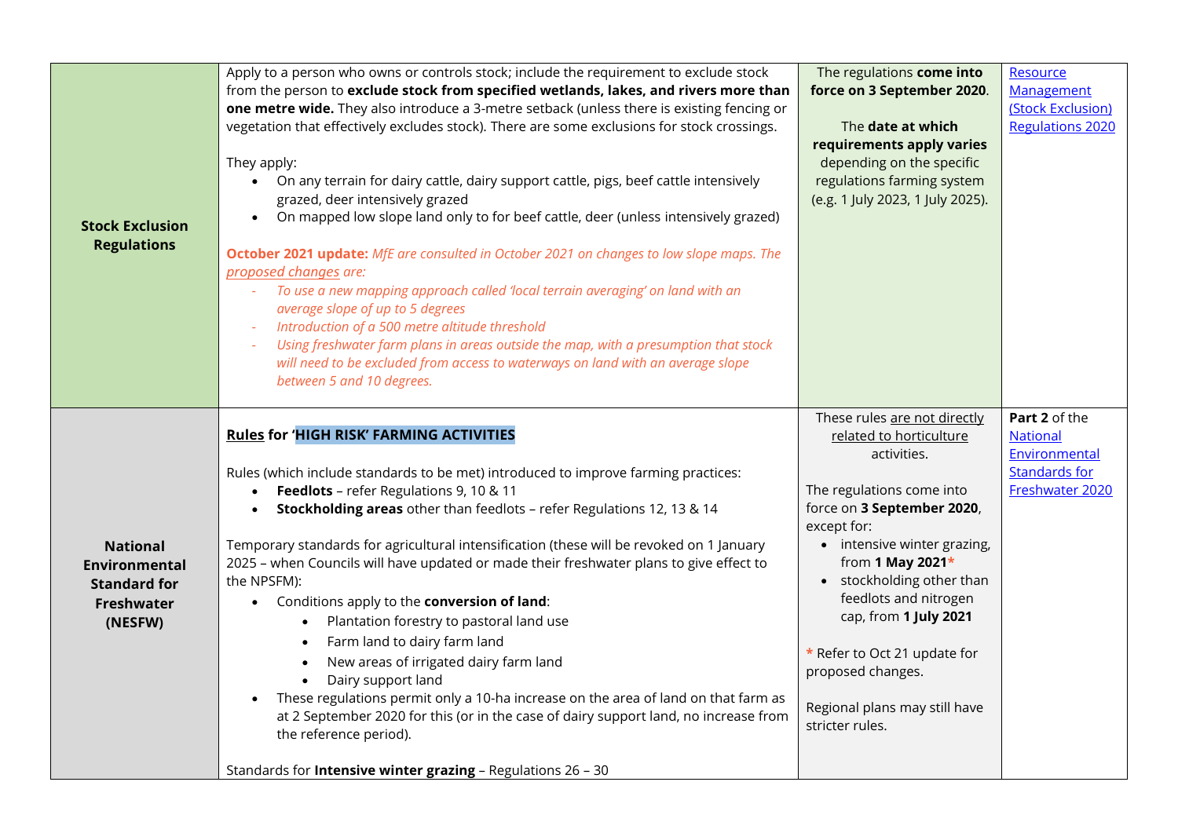| | | | |
|---|---|---|---|
| **Stock Exclusion Regulations** | Apply to a person who owns or controls stock; include the requirement to exclude stock from the person to **exclude stock from specified wetlands, lakes, and rivers more than one metre wide.** They also introduce a 3-metre setback (unless there is existing fencing or vegetation that effectively excludes stock). There are some exclusions for stock crossings.<br><br>They apply:<br>• On any terrain for dairy cattle, dairy support cattle, pigs, beef cattle intensively grazed, deer intensively grazed<br>• On mapped low slope land only to for beef cattle, deer (unless intensively grazed)<br><br>**October 2021 update:** *MfE are consulted in October 2021 on changes to low slope maps. The proposed changes are:*<br>- *To use a new mapping approach called 'local terrain averaging' on land with an average slope of up to 5 degrees*<br>- *Introduction of a 500 metre altitude threshold*<br>- *Using freshwater farm plans in areas outside the map, with a presumption that stock will need to be excluded from access to waterways on land with an average slope between 5 and 10 degrees.* | The regulations **come into force on 3 September 2020**.<br><br>The **date at which requirements apply varies** depending on the specific regulations farming system (e.g. 1 July 2023, 1 July 2025). | Resource Management (Stock Exclusion) Regulations 2020 |
| **National Environmental Standard for Freshwater (NESFW)** | **Rules for 'HIGH RISK' FARMING ACTIVITIES**<br><br>Rules (which include standards to be met) introduced to improve farming practices:<br>• **Feedlots** – refer Regulations 9, 10 & 11<br>• **Stockholding areas** other than feedlots – refer Regulations 12, 13 & 14<br><br>Temporary standards for agricultural intensification (these will be revoked on 1 January 2025 – when Councils will have updated or made their freshwater plans to give effect to the NPSFM):<br>• Conditions apply to the **conversion of land**:<br>&nbsp;&nbsp;&nbsp;&nbsp;• Plantation forestry to pastoral land use<br>&nbsp;&nbsp;&nbsp;&nbsp;• Farm land to dairy farm land<br>&nbsp;&nbsp;&nbsp;&nbsp;• New areas of irrigated dairy farm land<br>&nbsp;&nbsp;&nbsp;&nbsp;• Dairy support land<br>• These regulations permit only a 10-ha increase on the area of land on that farm as at 2 September 2020 for this (or in the case of dairy support land, no increase from the reference period).<br><br>Standards for **Intensive winter grazing** – Regulations 26 – 30 | These rules are not directly related to horticulture activities.<br><br>The regulations come into force on **3 September 2020**, except for:<br>• intensive winter grazing, from **1 May 2021***<br>• stockholding other than feedlots and nitrogen cap, from **1 July 2021**<br><br>* Refer to Oct 21 update for proposed changes.<br><br>Regional plans may still have stricter rules. | **Part 2** of the National Environmental Standards for Freshwater 2020 |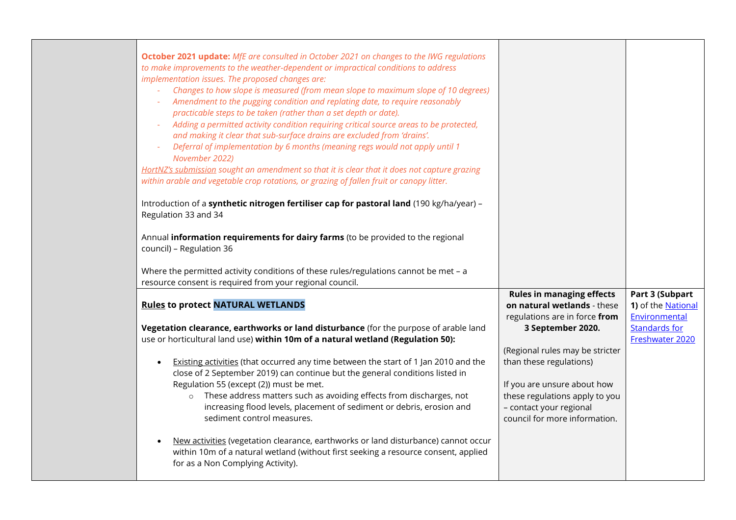| | | | |
|---|---|---|---|
| | ***October 2021 update:*** *MfE are consulted in October 2021 on changes to the IWG regulations to make improvements to the weather-dependent or impractical conditions to address implementation issues. The proposed changes are:*<br>- *Changes to how slope is measured (from mean slope to maximum slope of 10 degrees)*<br>- *Amendment to the pugging condition and replating date, to require reasonably practicable steps to be taken (rather than a set depth or date).*<br>- *Adding a permitted activity condition requiring critical source areas to be protected, and making it clear that sub-surface drains are excluded from 'drains'.*<br>- *Deferral of implementation by 6 months (meaning regs would not apply until 1 November 2022)*<br><br>*HortNZ's submission sought an amendment so that it is clear that it does not capture grazing within arable and vegetable crop rotations, or grazing of fallen fruit or canopy litter.*<br><br>Introduction of a **synthetic nitrogen fertiliser cap for pastoral land** (190 kg/ha/year) – Regulation 33 and 34<br><br>Annual **information requirements for dairy farms** (to be provided to the regional council) – Regulation 36<br><br>Where the permitted activity conditions of these rules/regulations cannot be met – a resource consent is required from your regional council. | | |
| | **Rules to protect NATURAL WETLANDS**<br><br>**Vegetation clearance, earthworks or land disturbance** (for the purpose of arable land use or horticultural land use) **within 10m of a natural wetland (Regulation 50):**<br><br>- Existing activities (that occurred any time between the start of 1 Jan 2010 and the close of 2 September 2019) can continue but the general conditions listed in Regulation 55 (except (2)) must be met.<br>  - These address matters such as avoiding effects from discharges, not increasing flood levels, placement of sediment or debris, erosion and sediment control measures.<br><br>- New activities (vegetation clearance, earthworks or land disturbance) cannot occur within 10m of a natural wetland (without first seeking a resource consent, applied for as a Non Complying Activity). | **Rules in managing effects on natural wetlands** - these regulations are in force **from 3 September 2020.**<br><br>(Regional rules may be stricter than these regulations)<br><br>If you are unsure about how these regulations apply to you – contact your regional council for more information. | **Part 3 (Subpart 1)** of the National Environmental Standards for Freshwater 2020 |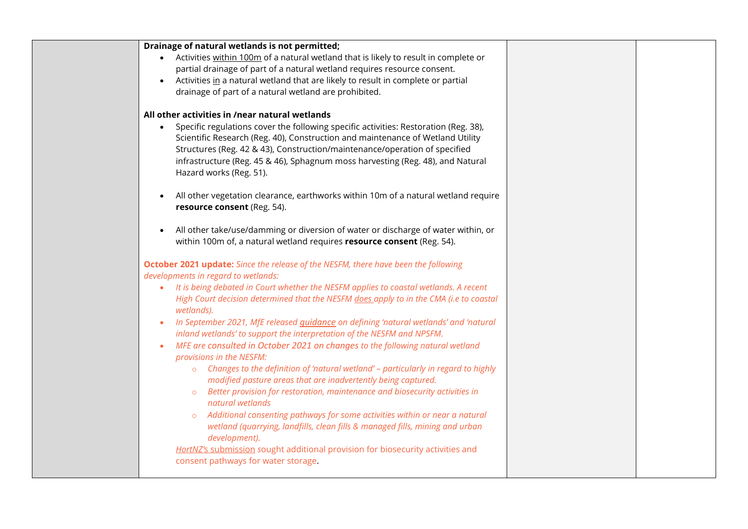| | | | |
|---|---|---|---|
| | **Drainage of natural wetlands is not permitted;**<br>• Activities within 100m of a natural wetland that is likely to result in complete or partial drainage of part of a natural wetland requires resource consent.<br>• Activities in a natural wetland that are likely to result in complete or partial drainage of part of a natural wetland are prohibited.<br><br>**All other activities in /near natural wetlands**<br>• Specific regulations cover the following specific activities: Restoration (Reg. 38), Scientific Research (Reg. 40), Construction and maintenance of Wetland Utility Structures (Reg. 42 & 43), Construction/maintenance/operation of specified infrastructure (Reg. 45 & 46), Sphagnum moss harvesting (Reg. 48), and Natural Hazard works (Reg. 51).<br><br>• All other vegetation clearance, earthworks within 10m of a natural wetland require **resource consent** (Reg. 54).<br><br>• All other take/use/damming or diversion of water or discharge of water within, or within 100m of, a natural wetland requires **resource consent** (Reg. 54).<br><br>**October 2021 update:** *Since the release of the NESFM, there have been the following developments in regard to wetlands:*<br>• *It is being debated in Court whether the NESFM applies to coastal wetlands. A recent High Court decision determined that the NESFM does apply to in the CMA (i.e to coastal wetlands).*<br>• *In September 2021, MfE released guidance on defining 'natural wetlands' and 'natural inland wetlands' to support the interpretation of the NESFM and NPSFM.*<br>• *MFE are consulted in October 2021 on changes to the following natural wetland provisions in the NESFM:*<br>&nbsp;&nbsp;&nbsp;&nbsp;○ *Changes to the definition of 'natural wetland' – particularly in regard to highly modified pasture areas that are inadvertently being captured.*<br>&nbsp;&nbsp;&nbsp;&nbsp;○ *Better provision for restoration, maintenance and biosecurity activities in natural wetlands*<br>&nbsp;&nbsp;&nbsp;&nbsp;○ *Additional consenting pathways for some activities within or near a natural wetland (quarrying, landfills, clean fills & managed fills, mining and urban development).*<br>HortNZ's submission sought additional provision for biosecurity activities and consent pathways for water storage. | | |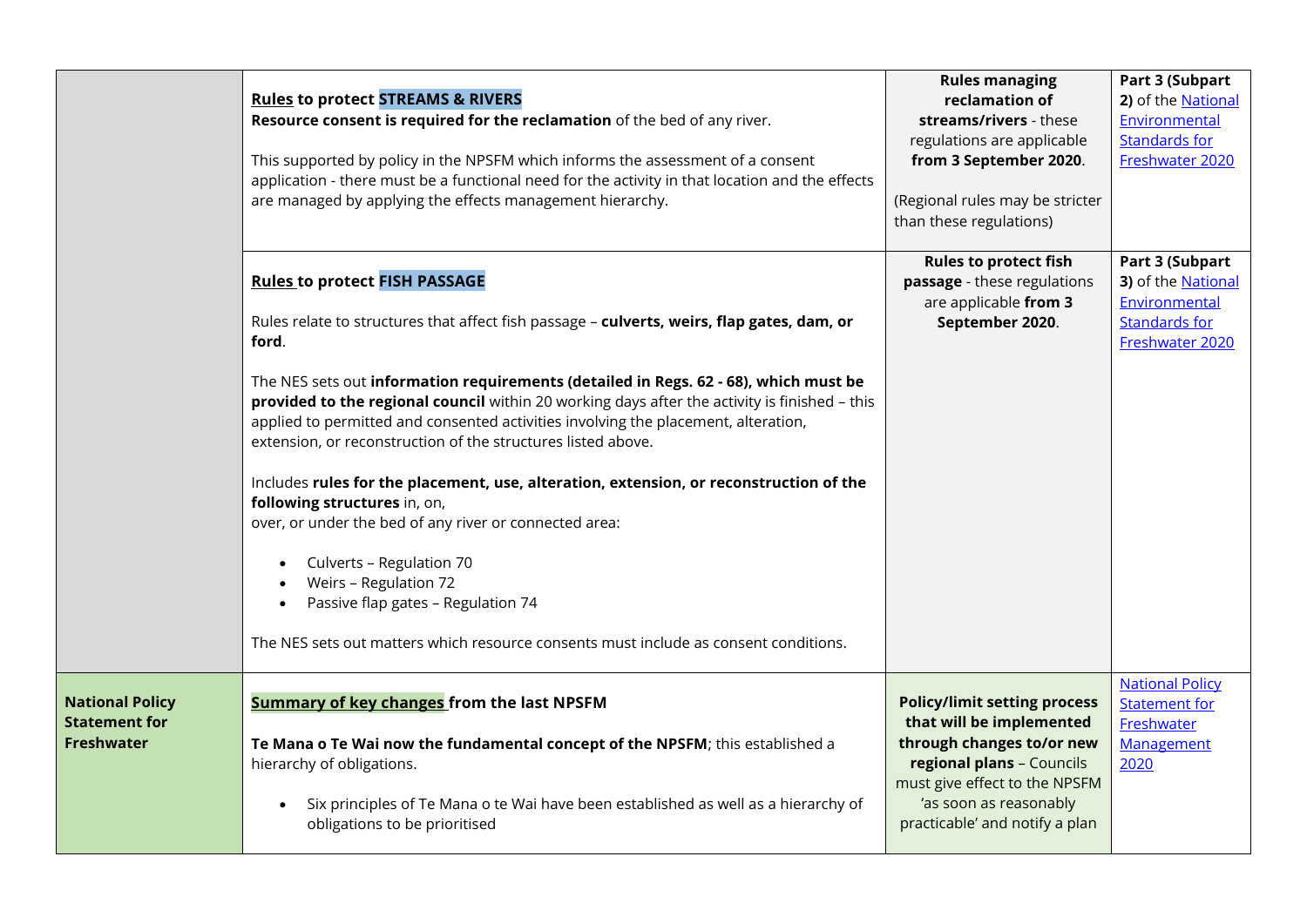| | | | |
|---|---|---|---|
| | **Rules to protect STREAMS & RIVERS**<br>**Resource consent is required for the reclamation** of the bed of any river.<br><br>This supported by policy in the NPSFM which informs the assessment of a consent application - there must be a functional need for the activity in that location and the effects are managed by applying the effects management hierarchy. | **Rules managing reclamation of streams/rivers** - these regulations are applicable **from 3 September 2020**.<br><br>(Regional rules may be stricter than these regulations) | **Part 3 (Subpart 2)** of the National Environmental Standards for Freshwater 2020 |
| | **Rules to protect FISH PASSAGE**<br><br>Rules relate to structures that affect fish passage – **culverts, weirs, flap gates, dam, or ford**.<br><br>The NES sets out **information requirements (detailed in Regs. 62 - 68), which must be provided to the regional council** within 20 working days after the activity is finished – this applied to permitted and consented activities involving the placement, alteration, extension, or reconstruction of the structures listed above.<br><br>Includes **rules for the placement, use, alteration, extension, or reconstruction of the following structures** in, on, over, or under the bed of any river or connected area:<br><br>• Culverts – Regulation 70<br>• Weirs – Regulation 72<br>• Passive flap gates – Regulation 74<br><br>The NES sets out matters which resource consents must include as consent conditions. | **Rules to protect fish passage** - these regulations are applicable **from 3 September 2020**. | **Part 3 (Subpart 3)** of the National Environmental Standards for Freshwater 2020 |
| **National Policy Statement for Freshwater** | **Summary of key changes from the last NPSFM**<br><br>**Te Mana o Te Wai now the fundamental concept of the NPSFM**; this established a hierarchy of obligations.<br><br>• Six principles of Te Mana o te Wai have been established as well as a hierarchy of obligations to be prioritised | **Policy/limit setting process that will be implemented through changes to/or new regional plans** – Councils must give effect to the NPSFM 'as soon as reasonably practicable' and notify a plan | National Policy Statement for Freshwater Management 2020 |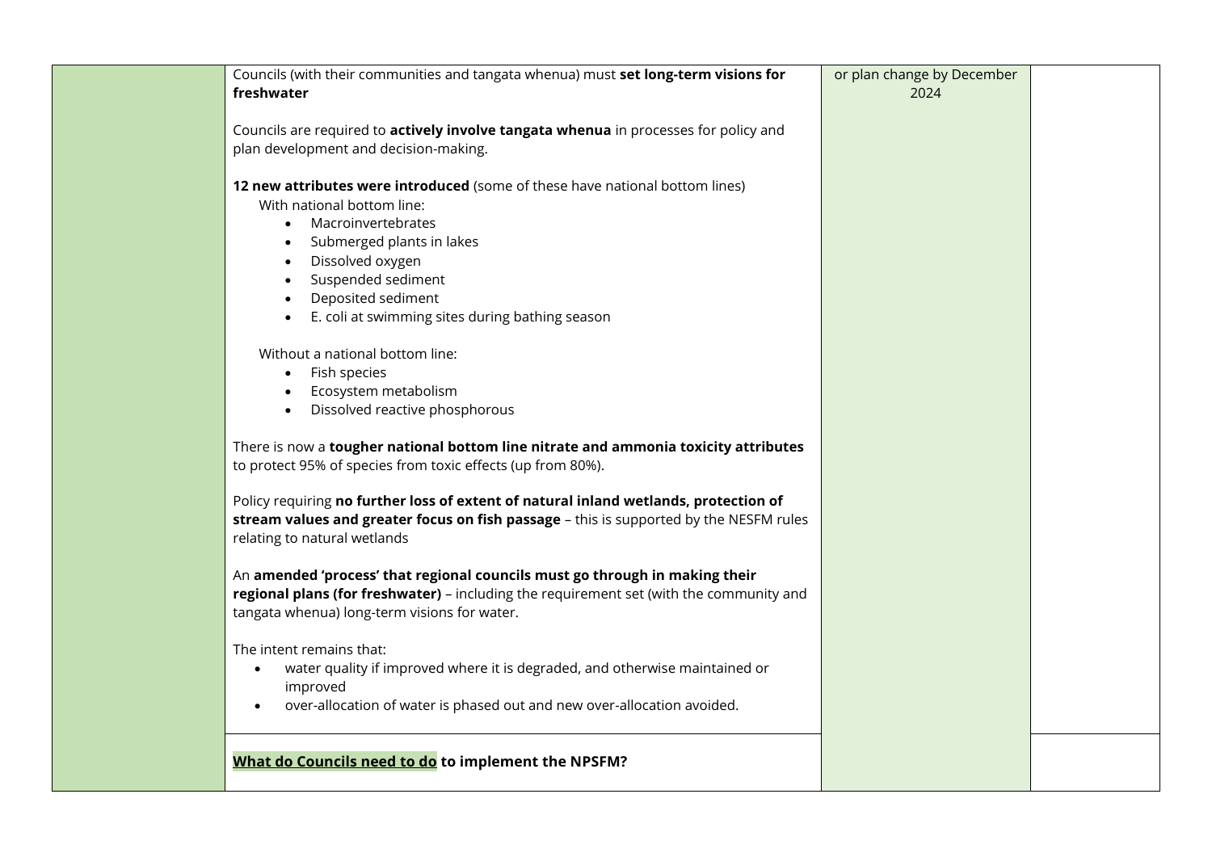| | | | |
|---|---|---|---|
| | Councils (with their communities and tangata whenua) must **set long-term visions for freshwater**<br><br>Councils are required to **actively involve tangata whenua** in processes for policy and plan development and decision-making.<br><br>**12 new attributes were introduced** (some of these have national bottom lines)<br>With national bottom line:<br>• Macroinvertebrates<br>• Submerged plants in lakes<br>• Dissolved oxygen<br>• Suspended sediment<br>• Deposited sediment<br>• E. coli at swimming sites during bathing season<br><br>Without a national bottom line:<br>• Fish species<br>• Ecosystem metabolism<br>• Dissolved reactive phosphorous<br><br>There is now a **tougher national bottom line nitrate and ammonia toxicity attributes** to protect 95% of species from toxic effects (up from 80%).<br><br>Policy requiring **no further loss of extent of natural inland wetlands, protection of stream values and greater focus on fish passage** – this is supported by the NESFM rules relating to natural wetlands<br><br>An **amended 'process' that regional councils must go through in making their regional plans (for freshwater)** – including the requirement set (with the community and tangata whenua) long-term visions for water.<br><br>The intent remains that:<br>• water quality if improved where it is degraded, and otherwise maintained or improved<br>• over-allocation of water is phased out and new over-allocation avoided. | or plan change by December 2024 | |
| | **What do Councils need to do to implement the NPSFM?** | | |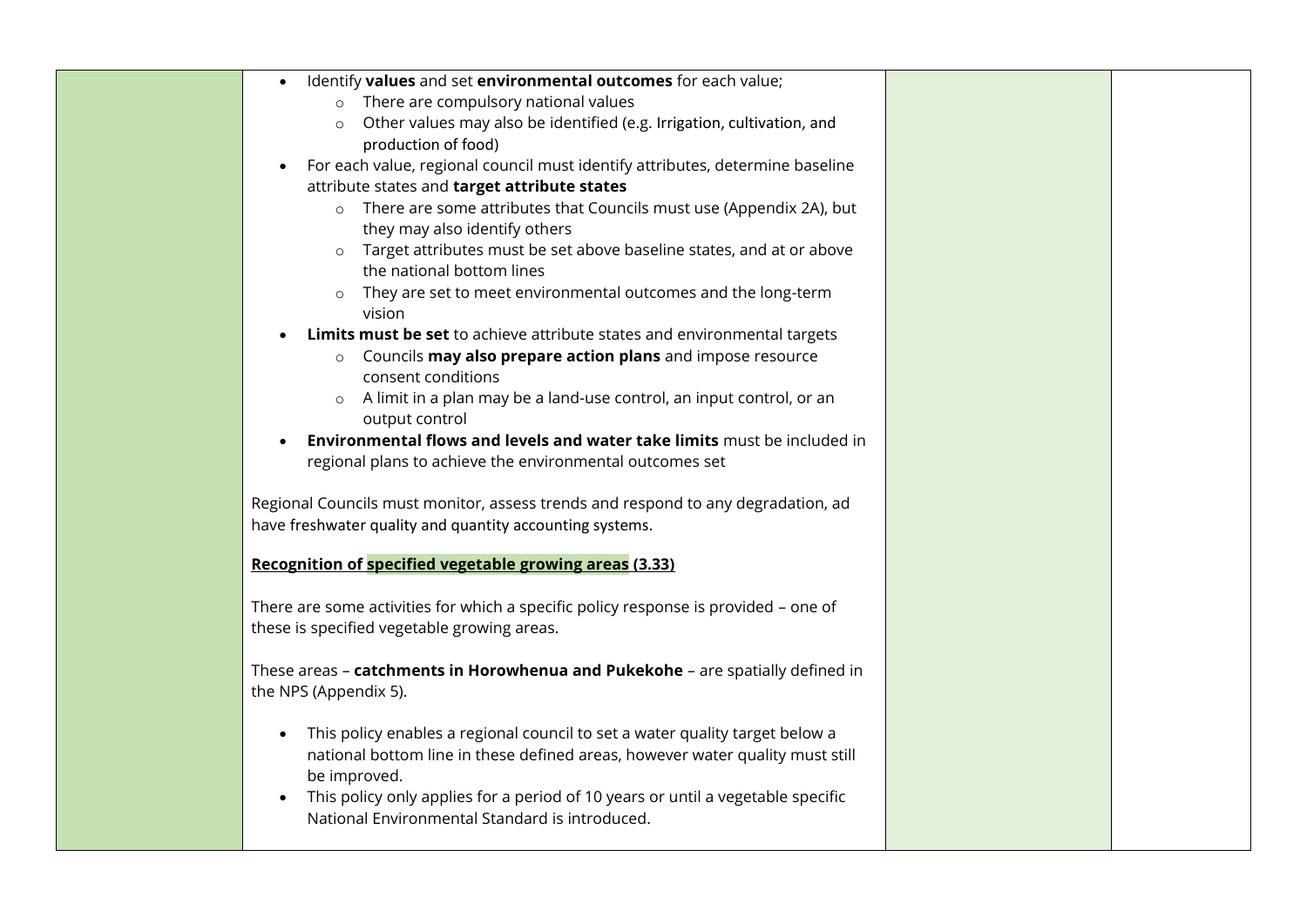| | | | |
|---|---|---|---|
| | • Identify **values** and set **environmental outcomes** for each value;<br>  ○ There are compulsory national values<br>  ○ Other values may also be identified (e.g. Irrigation, cultivation, and production of food)<br>• For each value, regional council must identify attributes, determine baseline attribute states and **target attribute states**<br>  ○ There are some attributes that Councils must use (Appendix 2A), but they may also identify others<br>  ○ Target attributes must be set above baseline states, and at or above the national bottom lines<br>  ○ They are set to meet environmental outcomes and the long-term vision<br>• **Limits must be set** to achieve attribute states and environmental targets<br>  ○ Councils **may also prepare action plans** and impose resource consent conditions<br>  ○ A limit in a plan may be a land-use control, an input control, or an output control<br>• **Environmental flows and levels and water take limits** must be included in regional plans to achieve the environmental outcomes set<br><br>Regional Councils must monitor, assess trends and respond to any degradation, ad have freshwater quality and quantity accounting systems.<br><br>**Recognition of specified vegetable growing areas (3.33)**<br><br>There are some activities for which a specific policy response is provided – one of these is specified vegetable growing areas.<br><br>These areas – **catchments in Horowhenua and Pukekohe** – are spatially defined in the NPS (Appendix 5).<br><br>• This policy enables a regional council to set a water quality target below a national bottom line in these defined areas, however water quality must still be improved.<br>• This policy only applies for a period of 10 years or until a vegetable specific National Environmental Standard is introduced. | | |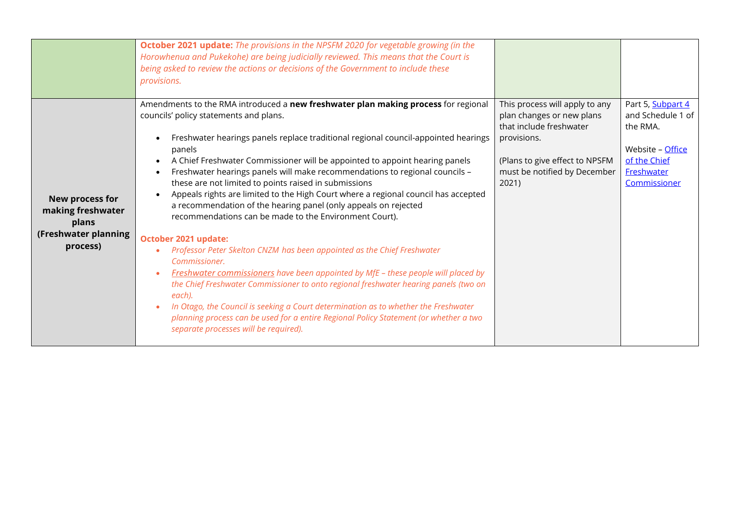| | | | |
|---|---|---|---|
| | **October 2021 update:** *The provisions in the NPSFM 2020 for vegetable growing (in the Horowhenua and Pukekohe) are being judicially reviewed. This means that the Court is being asked to review the actions or decisions of the Government to include these provisions.* | | |
| **New process for making freshwater plans (Freshwater planning process)** | Amendments to the RMA introduced a **new freshwater plan making process** for regional councils' policy statements and plans.<br><br>• Freshwater hearings panels replace traditional regional council-appointed hearings panels<br>• A Chief Freshwater Commissioner will be appointed to appoint hearing panels<br>• Freshwater hearings panels will make recommendations to regional councils – these are not limited to points raised in submissions<br>• Appeals rights are limited to the High Court where a regional council has accepted a recommendation of the hearing panel (only appeals on rejected recommendations can be made to the Environment Court).<br><br>**October 2021 update:**<br>• *Professor Peter Skelton CNZM has been appointed as the Chief Freshwater Commissioner.*<br>• *Freshwater commissioners have been appointed by MfE – these people will placed by the Chief Freshwater Commissioner to onto regional freshwater hearing panels (two on each).*<br>• *In Otago, the Council is seeking a Court determination as to whether the Freshwater planning process can be used for a entire Regional Policy Statement (or whether a two separate processes will be required).* | This process will apply to any plan changes or new plans that include freshwater provisions.<br><br>(Plans to give effect to NPSFM must be notified by December 2021) | Part 5, Subpart 4 and Schedule 1 of the RMA.<br><br>Website – Office of the Chief Freshwater Commissioner |